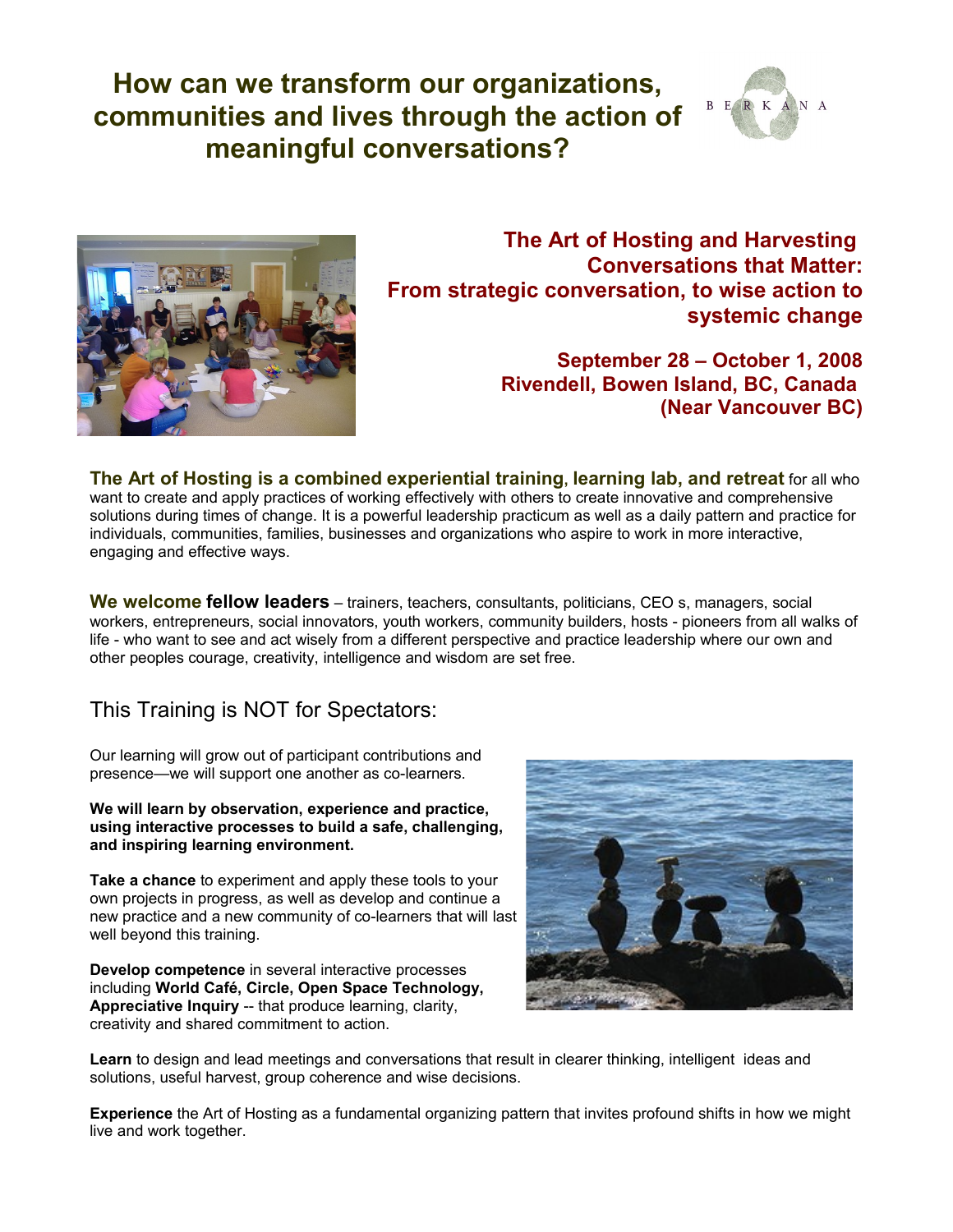# How can we transform our organizations, communities and lives through the action of meaningful conversations?

BERKANA

## The Art of Hosting and Harvesting Conversations that Matter: From strategic conversation, to wise action to systemic change

**September 28 – October 1, 2008**
**Rivendell, Bowen Island, BC, Canada**
**(Near Vancouver BC)**

**The Art of Hosting is a combined experiential training, learning lab, and retreat** for all who want to create and apply practices of working effectively with others to create innovative and comprehensive solutions during times of change. It is a powerful leadership practicum as well as a daily pattern and practice for individuals, communities, families, businesses and organizations who aspire to work in more interactive, engaging and effective ways.

**We welcome fellow leaders** – trainers, teachers, consultants, politicians, CEO s, managers, social workers, entrepreneurs, social innovators, youth workers, community builders, hosts - pioneers from all walks of life - who want to see and act wisely from a different perspective and practice leadership where our own and other peoples courage, creativity, intelligence and wisdom are set free.

## This Training is NOT for Spectators:

Our learning will grow out of participant contributions and presence—we will support one another as co-learners.

**We will learn by observation, experience and practice, using interactive processes to build a safe, challenging, and inspiring learning environment.**

**Take a chance** to experiment and apply these tools to your own projects in progress, as well as develop and continue a new practice and a new community of co-learners that will last well beyond this training.

**Develop competence** in several interactive processes including **World Café, Circle, Open Space Technology, Appreciative Inquiry** -- that produce learning, clarity, creativity and shared commitment to action.

**Learn** to design and lead meetings and conversations that result in clearer thinking, intelligent ideas and solutions, useful harvest, group coherence and wise decisions.

**Experience** the Art of Hosting as a fundamental organizing pattern that invites profound shifts in how we might live and work together.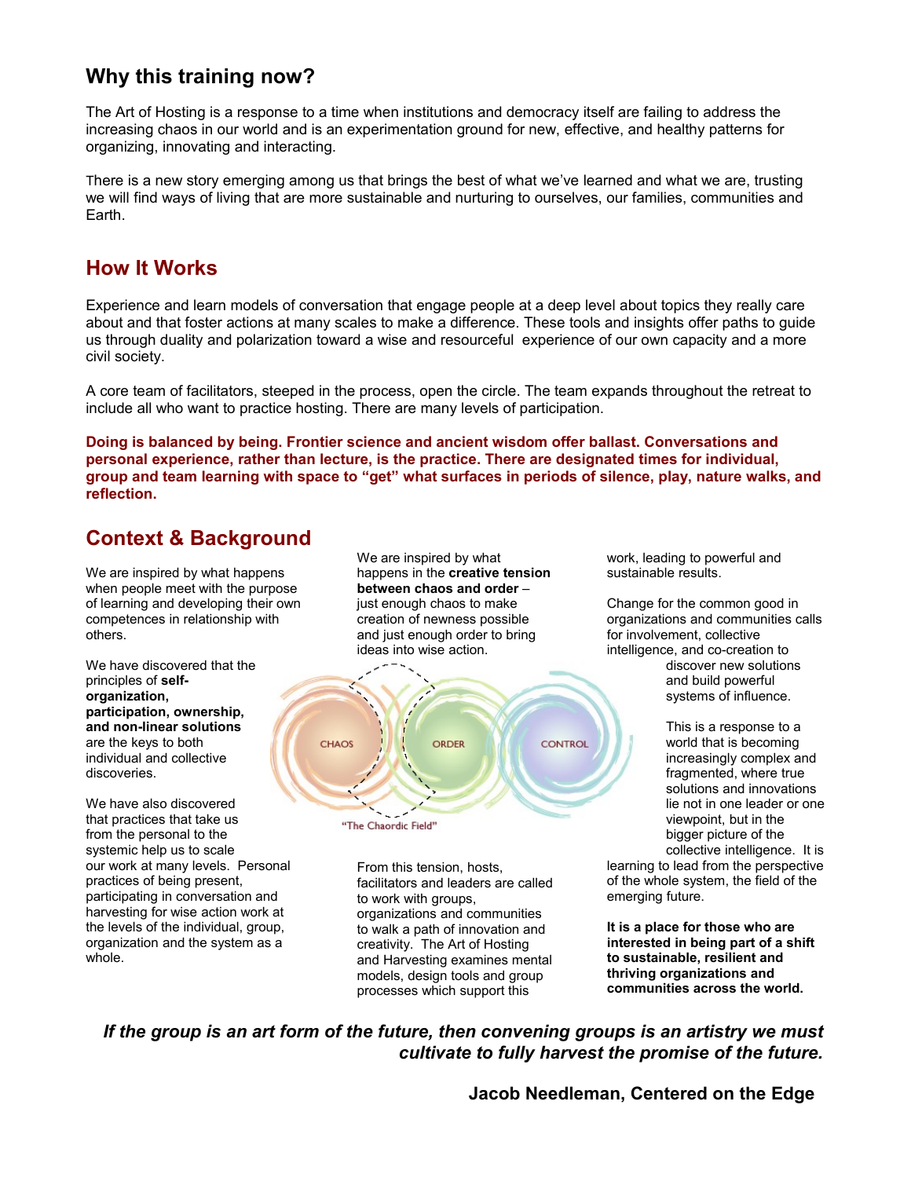## Why this training now?

The Art of Hosting is a response to a time when institutions and democracy itself are failing to address the increasing chaos in our world and is an experimentation ground for new, effective, and healthy patterns for organizing, innovating and interacting.

There is a new story emerging among us that brings the best of what we've learned and what we are, trusting we will find ways of living that are more sustainable and nurturing to ourselves, our families, communities and Earth.

## How It Works

Experience and learn models of conversation that engage people at a deep level about topics they really care about and that foster actions at many scales to make a difference. These tools and insights offer paths to guide us through duality and polarization toward a wise and resourceful experience of our own capacity and a more civil society.

A core team of facilitators, steeped in the process, open the circle. The team expands throughout the retreat to include all who want to practice hosting. There are many levels of participation.

**Doing is balanced by being. Frontier science and ancient wisdom offer ballast. Conversations and personal experience, rather than lecture, is the practice. There are designated times for individual, group and team learning with space to "get" what surfaces in periods of silence, play, nature walks, and reflection.**

## Context & Background

We are inspired by what happens when people meet with the purpose of learning and developing their own competences in relationship with others.

We have discovered that the principles of **self-organization, participation, ownership, and non-linear solutions** are the keys to both individual and collective discoveries.

We have also discovered that practices that take us from the personal to the systemic help us to scale our work at many levels. Personal practices of being present, participating in conversation and harvesting for wise action work at the levels of the individual, group, organization and the system as a whole.

We are inspired by what happens in the **creative tension between chaos and order** – just enough chaos to make creation of newness possible and just enough order to bring ideas into wise action.

CHAOS
ORDER
CONTROL

"The Chaordic Field"

From this tension, hosts, facilitators and leaders are called to work with groups, organizations and communities to walk a path of innovation and creativity. The Art of Hosting and Harvesting examines mental models, design tools and group processes which support this work, leading to powerful and sustainable results.

Change for the common good in organizations and communities calls for involvement, collective intelligence, and co-creation to discover new solutions and build powerful systems of influence.

This is a response to a world that is becoming increasingly complex and fragmented, where true solutions and innovations lie not in one leader or one viewpoint, but in the bigger picture of the collective intelligence. It is learning to lead from the perspective of the whole system, the field of the emerging future.

**It is a place for those who are interested in being part of a shift to sustainable, resilient and thriving organizations and communities across the world.**

***If the group is an art form of the future, then convening groups is an artistry we must cultivate to fully harvest the promise of the future.***

**Jacob Needleman, Centered on the Edge**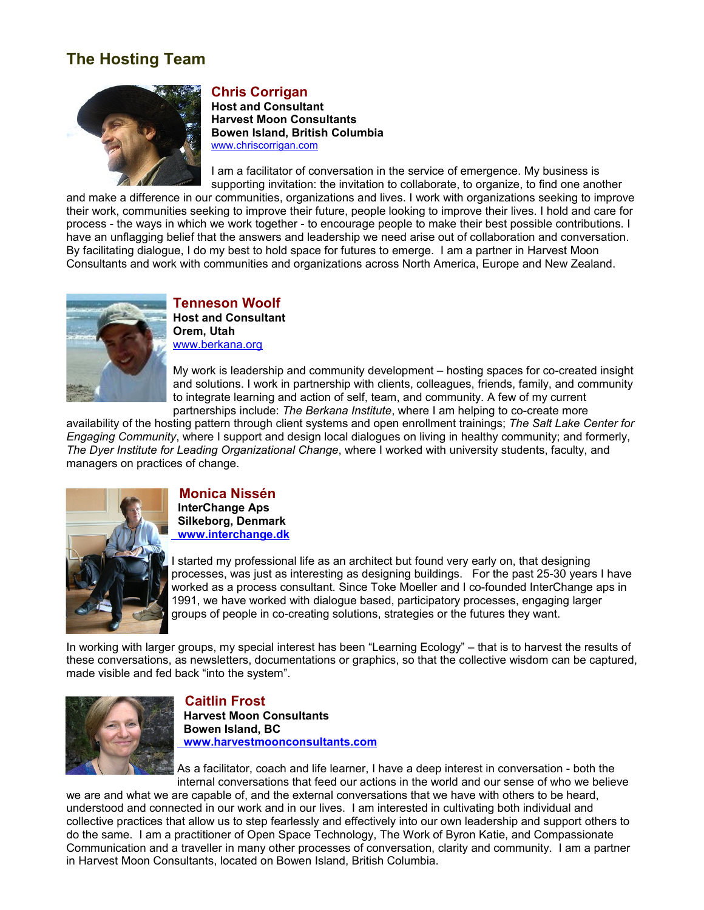## The Hosting Team

### Chris Corrigan

**Host and Consultant**
**Harvest Moon Consultants**
**Bowen Island, British Columbia**
www.chriscorrigan.com

I am a facilitator of conversation in the service of emergence. My business is supporting invitation: the invitation to collaborate, to organize, to find one another and make a difference in our communities, organizations and lives. I work with organizations seeking to improve their work, communities seeking to improve their future, people looking to improve their lives. I hold and care for process - the ways in which we work together - to encourage people to make their best possible contributions. I have an unflagging belief that the answers and leadership we need arise out of collaboration and conversation. By facilitating dialogue, I do my best to hold space for futures to emerge. I am a partner in Harvest Moon Consultants and work with communities and organizations across North America, Europe and New Zealand.

### Tenneson Woolf

**Host and Consultant**
**Orem, Utah**
www.berkana.org

My work is leadership and community development – hosting spaces for co-created insight and solutions. I work in partnership with clients, colleagues, friends, family, and community to integrate learning and action of self, team, and community. A few of my current partnerships include: *The Berkana Institute*, where I am helping to co-create more availability of the hosting pattern through client systems and open enrollment trainings; *The Salt Lake Center for Engaging Community*, where I support and design local dialogues on living in healthy community; and formerly, *The Dyer Institute for Leading Organizational Change*, where I worked with university students, faculty, and managers on practices of change.

### Monica Nissén

**InterChange Aps**
**Silkeborg, Denmark**
**www.interchange.dk**

I started my professional life as an architect but found very early on, that designing processes, was just as interesting as designing buildings. For the past 25-30 years I have worked as a process consultant. Since Toke Moeller and I co-founded InterChange aps in 1991, we have worked with dialogue based, participatory processes, engaging larger groups of people in co-creating solutions, strategies or the futures they want.

In working with larger groups, my special interest has been "Learning Ecology" – that is to harvest the results of these conversations, as newsletters, documentations or graphics, so that the collective wisdom can be captured, made visible and fed back "into the system".

### Caitlin Frost

**Harvest Moon Consultants**
**Bowen Island, BC**
**www.harvestmoonconsultants.com**

As a facilitator, coach and life learner, I have a deep interest in conversation - both the internal conversations that feed our actions in the world and our sense of who we believe we are and what we are capable of, and the external conversations that we have with others to be heard, understood and connected in our work and in our lives. I am interested in cultivating both individual and collective practices that allow us to step fearlessly and effectively into our own leadership and support others to do the same. I am a practitioner of Open Space Technology, The Work of Byron Katie, and Compassionate Communication and a traveller in many other processes of conversation, clarity and community. I am a partner in Harvest Moon Consultants, located on Bowen Island, British Columbia.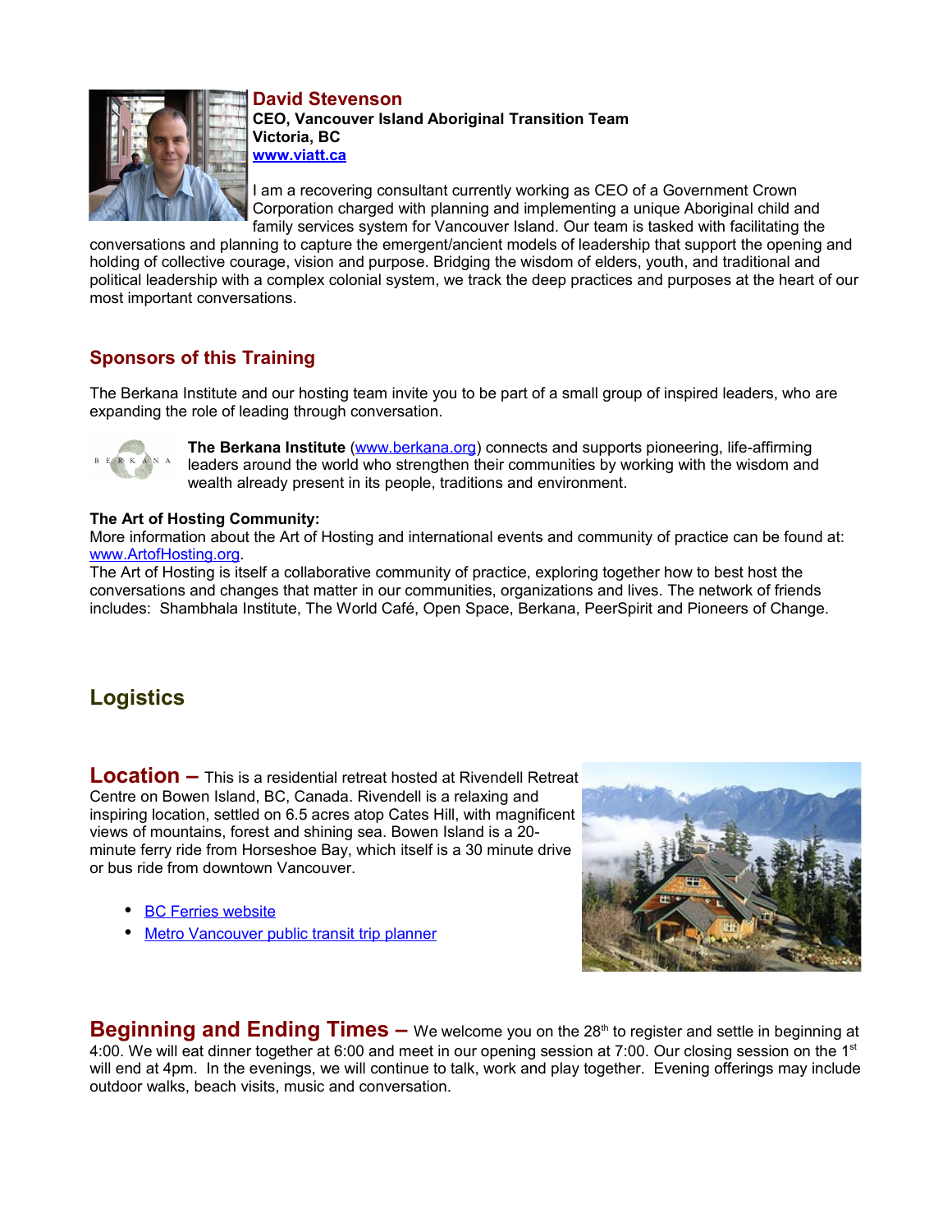## David Stevenson

**CEO, Vancouver Island Aboriginal Transition Team**
**Victoria, BC**
**[www.viatt.ca](http://www.viatt.ca)**

I am a recovering consultant currently working as CEO of a Government Crown Corporation charged with planning and implementing a unique Aboriginal child and family services system for Vancouver Island. Our team is tasked with facilitating the conversations and planning to capture the emergent/ancient models of leadership that support the opening and holding of collective courage, vision and purpose. Bridging the wisdom of elders, youth, and traditional and political leadership with a complex colonial system, we track the deep practices and purposes at the heart of our most important conversations.

## Sponsors of this Training

The Berkana Institute and our hosting team invite you to be part of a small group of inspired leaders, who are expanding the role of leading through conversation.

**The Berkana Institute** ([www.berkana.org](http://www.berkana.org)) connects and supports pioneering, life-affirming leaders around the world who strengthen their communities by working with the wisdom and wealth already present in its people, traditions and environment.

**The Art of Hosting Community:**
More information about the Art of Hosting and international events and community of practice can be found at: [www.ArtofHosting.org](http://www.ArtofHosting.org).
The Art of Hosting is itself a collaborative community of practice, exploring together how to best host the conversations and changes that matter in our communities, organizations and lives. The network of friends includes: Shambhala Institute, The World Café, Open Space, Berkana, PeerSpirit and Pioneers of Change.

# Logistics

**Location –** This is a residential retreat hosted at Rivendell Retreat Centre on Bowen Island, BC, Canada. Rivendell is a relaxing and inspiring location, settled on 6.5 acres atop Cates Hill, with magnificent views of mountains, forest and shining sea. Bowen Island is a 20-minute ferry ride from Horseshoe Bay, which itself is a 30 minute drive or bus ride from downtown Vancouver.

- BC Ferries website
- Metro Vancouver public transit trip planner

**Beginning and Ending Times –** We welcome you on the 28th to register and settle in beginning at 4:00. We will eat dinner together at 6:00 and meet in our opening session at 7:00. Our closing session on the 1st will end at 4pm. In the evenings, we will continue to talk, work and play together. Evening offerings may include outdoor walks, beach visits, music and conversation.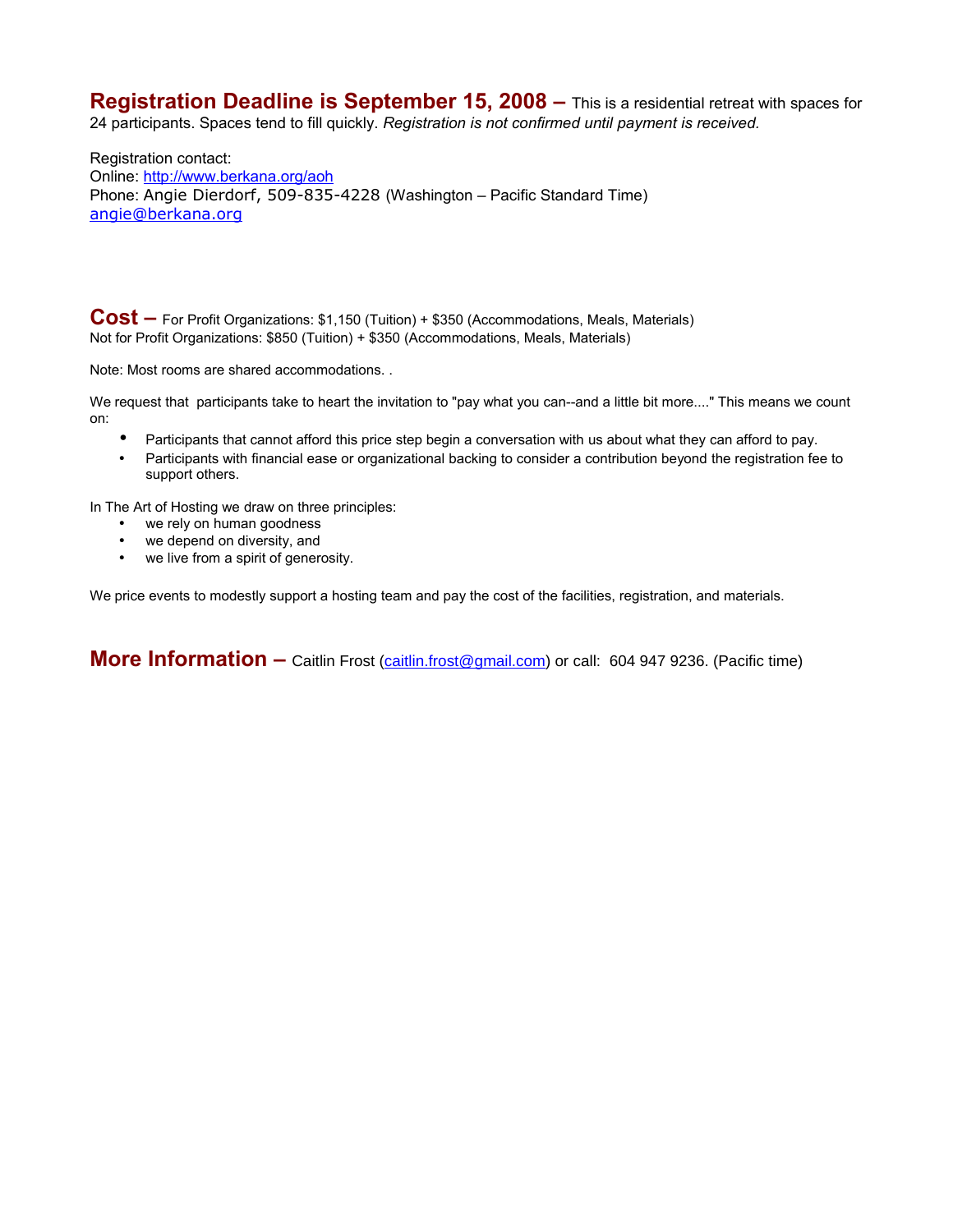**Registration Deadline is September 15, 2008 –** This is a residential retreat with spaces for 24 participants. Spaces tend to fill quickly. *Registration is not confirmed until payment is received.*

Registration contact:
Online: http://www.berkana.org/aoh
Phone: Angie Dierdorf, 509-835-4228 (Washington – Pacific Standard Time)
angie@berkana.org

**Cost –** For Profit Organizations: $1,150 (Tuition) + $350 (Accommodations, Meals, Materials)
Not for Profit Organizations: $850 (Tuition) + $350 (Accommodations, Meals, Materials)

Note: Most rooms are shared accommodations. .

We request that participants take to heart the invitation to "pay what you can--and a little bit more...." This means we count on:

- Participants that cannot afford this price step begin a conversation with us about what they can afford to pay.
- Participants with financial ease or organizational backing to consider a contribution beyond the registration fee to support others.

In The Art of Hosting we draw on three principles:

- we rely on human goodness
- we depend on diversity, and
- we live from a spirit of generosity.

We price events to modestly support a hosting team and pay the cost of the facilities, registration, and materials.

**More Information –** Caitlin Frost (caitlin.frost@gmail.com) or call: 604 947 9236. (Pacific time)